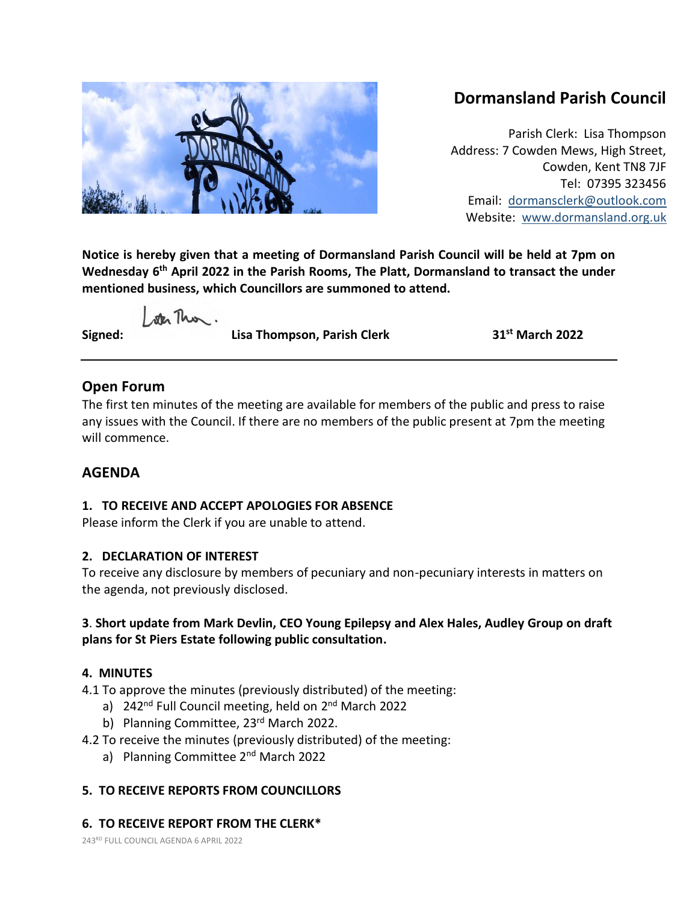# Dormansland Parish Council

Parish Clerk: Lisa Thompson
Address: 7 Cowden Mews, High Street, Cowden, Kent TN8 7JF
Tel: 07395 323456
Email: dormansclerk@outlook.com
Website: www.dormansland.org.uk

**Notice is hereby given that a meeting of Dormansland Parish Council will be held at 7pm on Wednesday 6th April 2022 in the Parish Rooms, The Platt, Dormansland to transact the under mentioned business, which Councillors are summoned to attend.**

**Signed:** **Lisa Thompson, Parish Clerk** **31st March 2022**

---

## Open Forum

The first ten minutes of the meeting are available for members of the public and press to raise any issues with the Council. If there are no members of the public present at 7pm the meeting will commence.

## AGENDA

**1. TO RECEIVE AND ACCEPT APOLOGIES FOR ABSENCE**

Please inform the Clerk if you are unable to attend.

**2. DECLARATION OF INTEREST**

To receive any disclosure by members of pecuniary and non-pecuniary interests in matters on the agenda, not previously disclosed.

**3. Short update from Mark Devlin, CEO Young Epilepsy and Alex Hales, Audley Group on draft plans for St Piers Estate following public consultation.**

**4. MINUTES**

4.1 To approve the minutes (previously distributed) of the meeting:

a) 242nd Full Council meeting, held on 2nd March 2022
b) Planning Committee, 23rd March 2022.

4.2 To receive the minutes (previously distributed) of the meeting:

a) Planning Committee 2nd March 2022

**5. TO RECEIVE REPORTS FROM COUNCILLORS**

**6. TO RECEIVE REPORT FROM THE CLERK***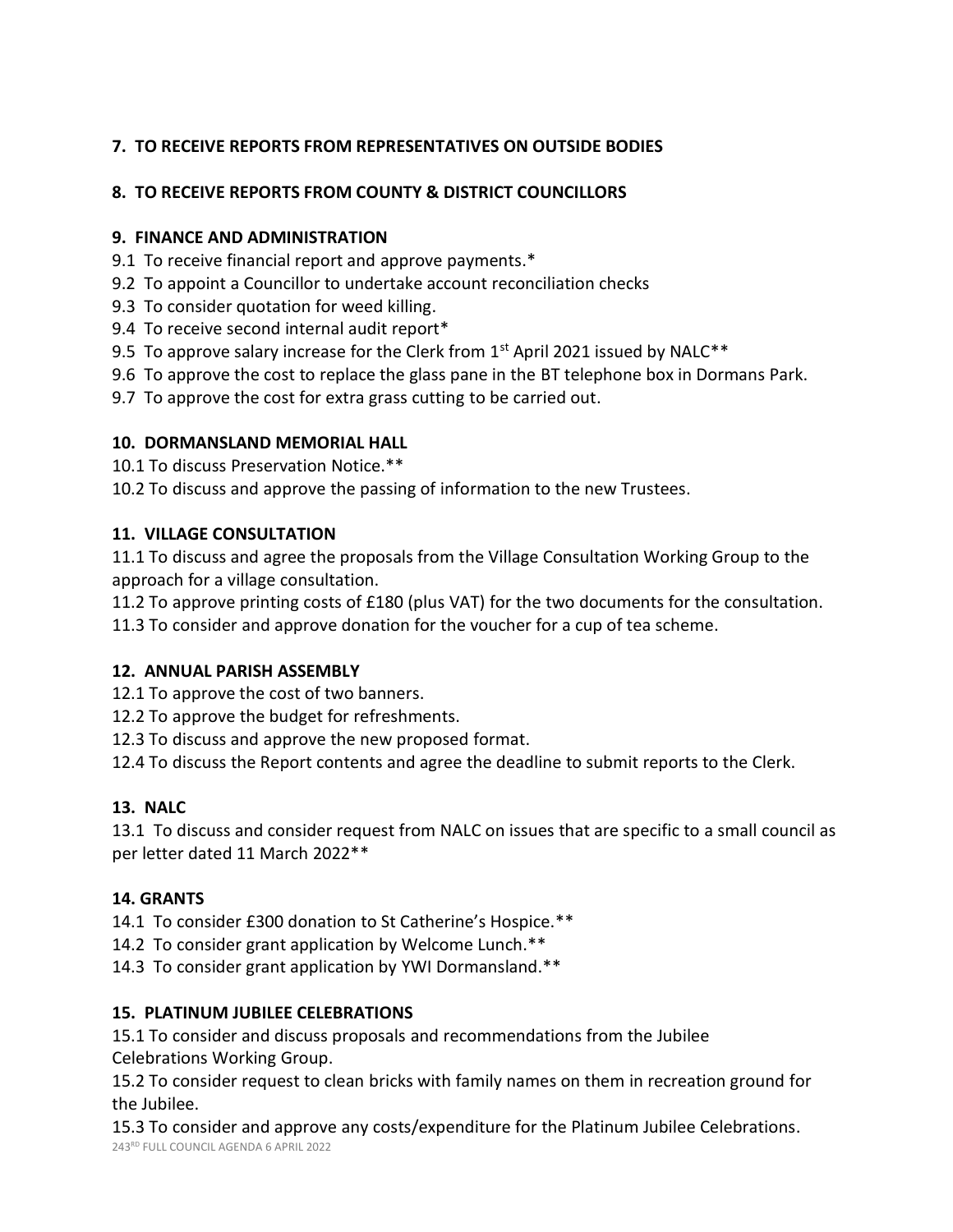**7. TO RECEIVE REPORTS FROM REPRESENTATIVES ON OUTSIDE BODIES**

**8. TO RECEIVE REPORTS FROM COUNTY & DISTRICT COUNCILLORS**

**9. FINANCE AND ADMINISTRATION**

9.1 To receive financial report and approve payments.*
9.2 To appoint a Councillor to undertake account reconciliation checks
9.3 To consider quotation for weed killing.
9.4 To receive second internal audit report*
9.5 To approve salary increase for the Clerk from 1st April 2021 issued by NALC**
9.6 To approve the cost to replace the glass pane in the BT telephone box in Dormans Park.
9.7 To approve the cost for extra grass cutting to be carried out.

**10. DORMANSLAND MEMORIAL HALL**

10.1 To discuss Preservation Notice.**
10.2 To discuss and approve the passing of information to the new Trustees.

**11. VILLAGE CONSULTATION**

11.1 To discuss and agree the proposals from the Village Consultation Working Group to the approach for a village consultation.
11.2 To approve printing costs of £180 (plus VAT) for the two documents for the consultation.
11.3 To consider and approve donation for the voucher for a cup of tea scheme.

**12. ANNUAL PARISH ASSEMBLY**

12.1 To approve the cost of two banners.
12.2 To approve the budget for refreshments.
12.3 To discuss and approve the new proposed format.
12.4 To discuss the Report contents and agree the deadline to submit reports to the Clerk.

**13. NALC**

13.1 To discuss and consider request from NALC on issues that are specific to a small council as per letter dated 11 March 2022**

**14. GRANTS**

14.1 To consider £300 donation to St Catherine's Hospice.**
14.2 To consider grant application by Welcome Lunch.**
14.3 To consider grant application by YWI Dormansland.**

**15. PLATINUM JUBILEE CELEBRATIONS**

15.1 To consider and discuss proposals and recommendations from the Jubilee Celebrations Working Group.
15.2 To consider request to clean bricks with family names on them in recreation ground for the Jubilee.
15.3 To consider and approve any costs/expenditure for the Platinum Jubilee Celebrations.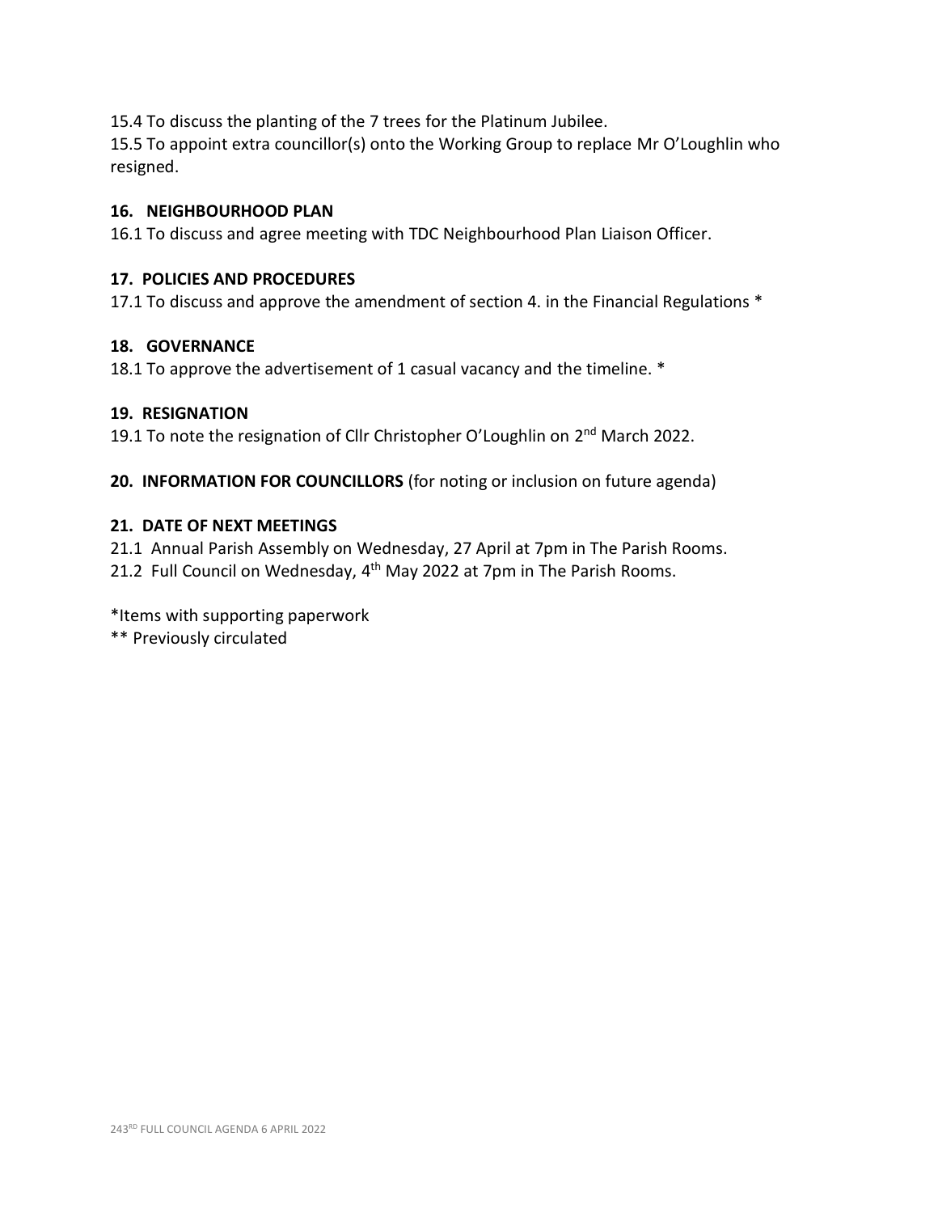15.4 To discuss the planting of the 7 trees for the Platinum Jubilee.

15.5 To appoint extra councillor(s) onto the Working Group to replace Mr O'Loughlin who resigned.

**16. NEIGHBOURHOOD PLAN**

16.1 To discuss and agree meeting with TDC Neighbourhood Plan Liaison Officer.

**17. POLICIES AND PROCEDURES**

17.1 To discuss and approve the amendment of section 4. in the Financial Regulations *

**18. GOVERNANCE**

18.1 To approve the advertisement of 1 casual vacancy and the timeline. *

**19. RESIGNATION**

19.1 To note the resignation of Cllr Christopher O'Loughlin on 2nd March 2022.

**20. INFORMATION FOR COUNCILLORS** (for noting or inclusion on future agenda)

**21. DATE OF NEXT MEETINGS**

21.1 Annual Parish Assembly on Wednesday, 27 April at 7pm in The Parish Rooms.

21.2 Full Council on Wednesday, 4th May 2022 at 7pm in The Parish Rooms.

*Items with supporting paperwork

** Previously circulated